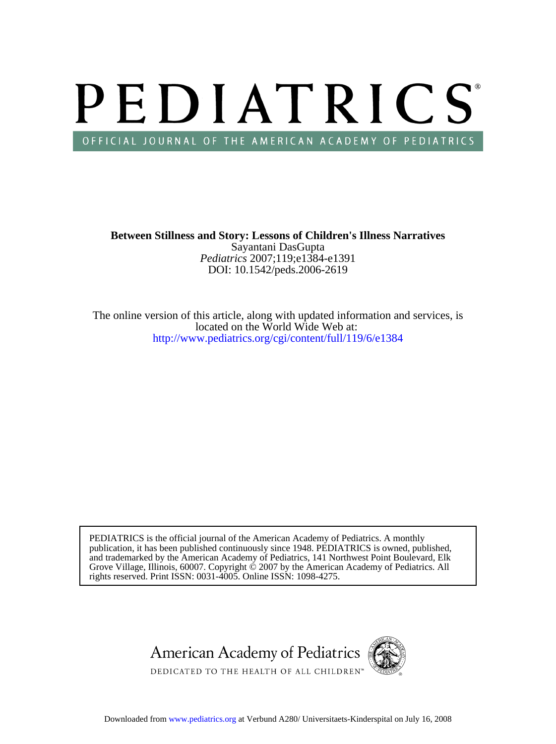# PEDIATRICS

OFFICIAL JOURNAL OF THE AMERICAN ACADEMY OF PEDIATRICS

**Between Stillness and Story: Lessons of Children's Illness Narratives**

Sayantani DasGupta

*Pediatrics* 2007;119;e1384-e1391

DOI: 10.1542/peds.2006-2619

The online version of this article, along with updated information and services, is located on the World Wide Web at:

http://www.pediatrics.org/cgi/content/full/119/6/e1384

PEDIATRICS is the official journal of the American Academy of Pediatrics. A monthly publication, it has been published continuously since 1948. PEDIATRICS is owned, published, and trademarked by the American Academy of Pediatrics, 141 Northwest Point Boulevard, Elk Grove Village, Illinois, 60007. Copyright © 2007 by the American Academy of Pediatrics. All rights reserved. Print ISSN: 0031-4005. Online ISSN: 1098-4275.

American Academy of Pediatrics

DEDICATED TO THE HEALTH OF ALL CHILDREN™

Downloaded from www.pediatrics.org at Verbund A280/ Universitaets-Kinderspital on July 16, 2008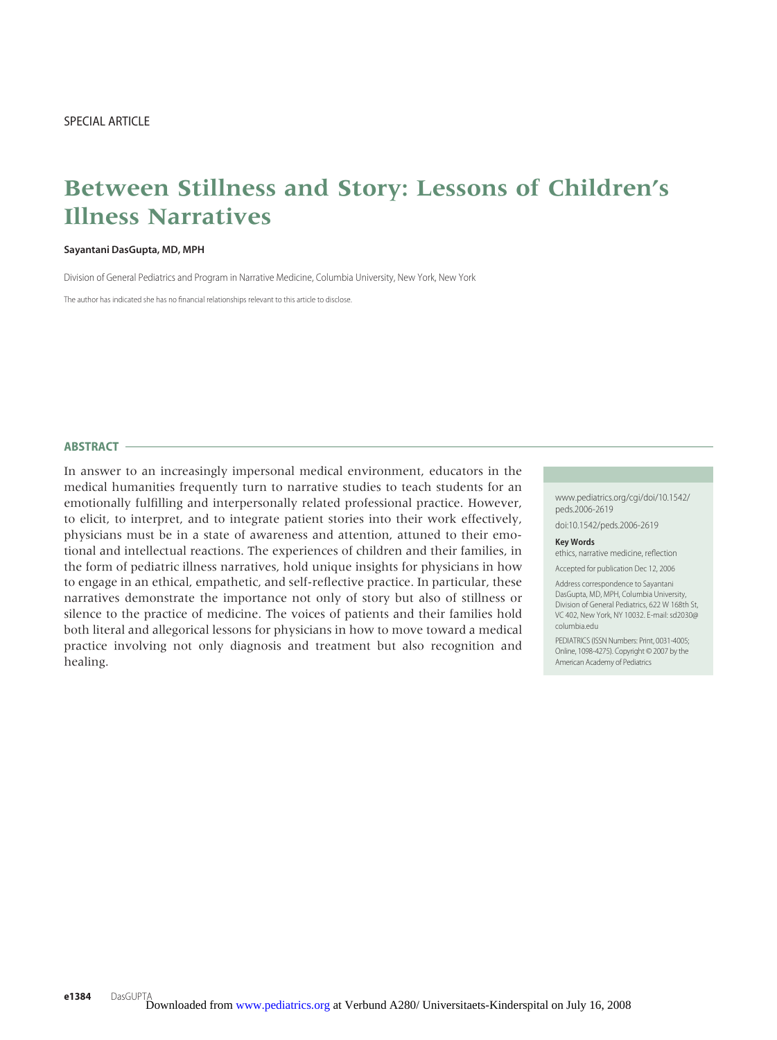SPECIAL ARTICLE

# Between Stillness and Story: Lessons of Children's Illness Narratives

**Sayantani DasGupta, MD, MPH**

Division of General Pediatrics and Program in Narrative Medicine, Columbia University, New York, New York

The author has indicated she has no financial relationships relevant to this article to disclose.

## ABSTRACT

In answer to an increasingly impersonal medical environment, educators in the medical humanities frequently turn to narrative studies to teach students for an emotionally fulfilling and interpersonally related professional practice. However, to elicit, to interpret, and to integrate patient stories into their work effectively, physicians must be in a state of awareness and attention, attuned to their emotional and intellectual reactions. The experiences of children and their families, in the form of pediatric illness narratives, hold unique insights for physicians in how to engage in an ethical, empathetic, and self-reflective practice. In particular, these narratives demonstrate the importance not only of story but also of stillness or silence to the practice of medicine. The voices of patients and their families hold both literal and allegorical lessons for physicians in how to move toward a medical practice involving not only diagnosis and treatment but also recognition and healing.

www.pediatrics.org/cgi/doi/10.1542/peds.2006-2619

doi:10.1542/peds.2006-2619

**Key Words**
ethics, narrative medicine, reflection

Accepted for publication Dec 12, 2006

Address correspondence to Sayantani DasGupta, MD, MPH, Columbia University, Division of General Pediatrics, 622 W 168th St, VC 402, New York, NY 10032. E-mail: sd2030@columbia.edu

PEDIATRICS (ISSN Numbers: Print, 0031-4005; Online, 1098-4275). Copyright © 2007 by the American Academy of Pediatrics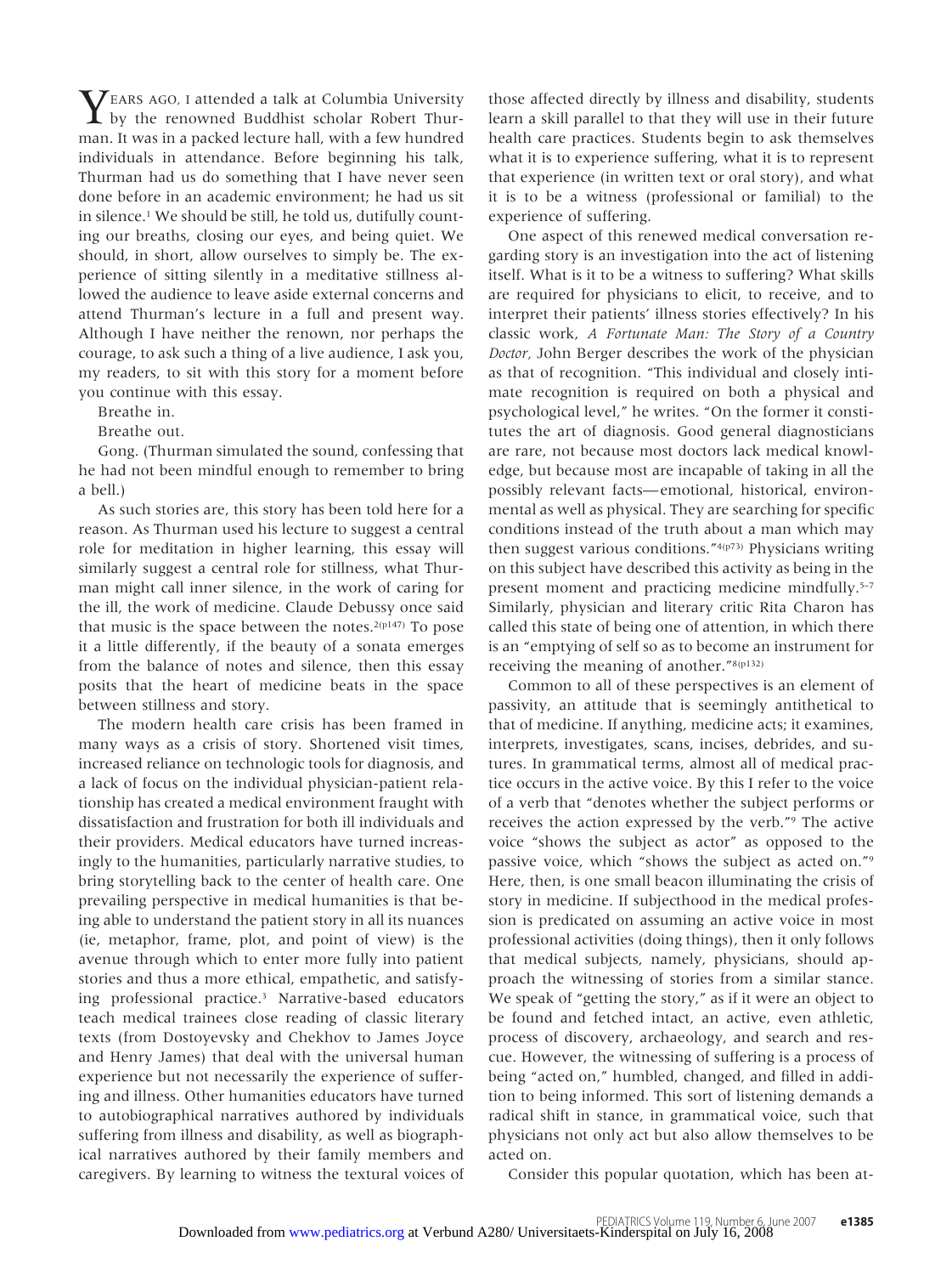YEARS AGO, I attended a talk at Columbia University by the renowned Buddhist scholar Robert Thurman. It was in a packed lecture hall, with a few hundred individuals in attendance. Before beginning his talk, Thurman had us do something that I have never seen done before in an academic environment; he had us sit in silence.[1] We should be still, he told us, dutifully counting our breaths, closing our eyes, and being quiet. We should, in short, allow ourselves to simply be. The experience of sitting silently in a meditative stillness allowed the audience to leave aside external concerns and attend Thurman's lecture in a full and present way. Although I have neither the renown, nor perhaps the courage, to ask such a thing of a live audience, I ask you, my readers, to sit with this story for a moment before you continue with this essay.

Breathe in.

Breathe out.

Gong. (Thurman simulated the sound, confessing that he had not been mindful enough to remember to bring a bell.)

As such stories are, this story has been told here for a reason. As Thurman used his lecture to suggest a central role for meditation in higher learning, this essay will similarly suggest a central role for stillness, what Thurman might call inner silence, in the work of caring for the ill, the work of medicine. Claude Debussy once said that music is the space between the notes.[2(p147)] To pose it a little differently, if the beauty of a sonata emerges from the balance of notes and silence, then this essay posits that the heart of medicine beats in the space between stillness and story.

The modern health care crisis has been framed in many ways as a crisis of story. Shortened visit times, increased reliance on technologic tools for diagnosis, and a lack of focus on the individual physician-patient relationship has created a medical environment fraught with dissatisfaction and frustration for both ill individuals and their providers. Medical educators have turned increasingly to the humanities, particularly narrative studies, to bring storytelling back to the center of health care. One prevailing perspective in medical humanities is that being able to understand the patient story in all its nuances (ie, metaphor, frame, plot, and point of view) is the avenue through which to enter more fully into patient stories and thus a more ethical, empathetic, and satisfying professional practice.[3] Narrative-based educators teach medical trainees close reading of classic literary texts (from Dostoyevsky and Chekhov to James Joyce and Henry James) that deal with the universal human experience but not necessarily the experience of suffering and illness. Other humanities educators have turned to autobiographical narratives authored by individuals suffering from illness and disability, as well as biographical narratives authored by their family members and caregivers. By learning to witness the textural voices of those affected directly by illness and disability, students learn a skill parallel to that they will use in their future health care practices. Students begin to ask themselves what it is to experience suffering, what it is to represent that experience (in written text or oral story), and what it is to be a witness (professional or familial) to the experience of suffering.

One aspect of this renewed medical conversation regarding story is an investigation into the act of listening itself. What is it to be a witness to suffering? What skills are required for physicians to elicit, to receive, and to interpret their patients' illness stories effectively? In his classic work, *A Fortunate Man: The Story of a Country Doctor*, John Berger describes the work of the physician as that of recognition. "This individual and closely intimate recognition is required on both a physical and psychological level," he writes. "On the former it constitutes the art of diagnosis. Good general diagnosticians are rare, not because most doctors lack medical knowledge, but because most are incapable of taking in all the possibly relevant facts—emotional, historical, environmental as well as physical. They are searching for specific conditions instead of the truth about a man which may then suggest various conditions."[4(p73)] Physicians writing on this subject have described this activity as being in the present moment and practicing medicine mindfully.[5–7] Similarly, physician and literary critic Rita Charon has called this state of being one of attention, in which there is an "emptying of self so as to become an instrument for receiving the meaning of another."[8(p132)]

Common to all of these perspectives is an element of passivity, an attitude that is seemingly antithetical to that of medicine. If anything, medicine acts; it examines, interprets, investigates, scans, incises, debrides, and sutures. In grammatical terms, almost all of medical practice occurs in the active voice. By this I refer to the voice of a verb that "denotes whether the subject performs or receives the action expressed by the verb."[9] The active voice "shows the subject as actor" as opposed to the passive voice, which "shows the subject as acted on."[9] Here, then, is one small beacon illuminating the crisis of story in medicine. If subjecthood in the medical profession is predicated on assuming an active voice in most professional activities (doing things), then it only follows that medical subjects, namely, physicians, should approach the witnessing of stories from a similar stance. We speak of "getting the story," as if it were an object to be found and fetched intact, an active, even athletic, process of discovery, archaeology, and search and rescue. However, the witnessing of suffering is a process of being "acted on," humbled, changed, and filled in addition to being informed. This sort of listening demands a radical shift in stance, in grammatical voice, such that physicians not only act but also allow themselves to be acted on.

Consider this popular quotation, which has been at-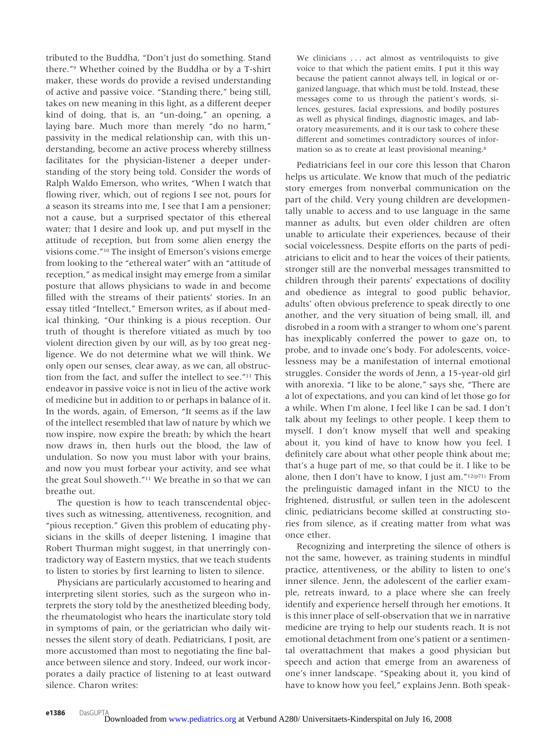tributed to the Buddha, "Don't just do something. Stand there."[9] Whether coined by the Buddha or by a T-shirt maker, these words do provide a revised understanding of active and passive voice. "Standing there," being still, takes on new meaning in this light, as a different deeper kind of doing, that is, an "un-doing," an opening, a laying bare. Much more than merely "do no harm," passivity in the medical relationship can, with this understanding, become an active process whereby stillness facilitates for the physician-listener a deeper understanding of the story being told. Consider the words of Ralph Waldo Emerson, who writes, "When I watch that flowing river, which, out of regions I see not, pours for a season its streams into me, I see that I am a pensioner; not a cause, but a surprised spectator of this ethereal water; that I desire and look up, and put myself in the attitude of reception, but from some alien energy the visions come."[10] The insight of Emerson's visions emerge from looking to the "ethereal water" with an "attitude of reception," as medical insight may emerge from a similar posture that allows physicians to wade in and become filled with the streams of their patients' stories. In an essay titled "Intellect," Emerson writes, as if about medical thinking, "Our thinking is a pious reception. Our truth of thought is therefore vitiated as much by too violent direction given by our will, as by too great negligence. We do not determine what we will think. We only open our senses, clear away, as we can, all obstruction from the fact, and suffer the intellect to see."[11] This endeavor in passive voice is not in lieu of the active work of medicine but in addition to or perhaps in balance of it. In the words, again, of Emerson, "It seems as if the law of the intellect resembled that law of nature by which we now inspire, now expire the breath; by which the heart now draws in, then hurls out the blood, the law of undulation. So now you must labor with your brains, and now you must forbear your activity, and see what the great Soul showeth."[11] We breathe in so that we can breathe out.

The question is how to teach transcendental objectives such as witnessing, attentiveness, recognition, and "pious reception." Given this problem of educating physicians in the skills of deeper listening, I imagine that Robert Thurman might suggest, in that unerringly contradictory way of Eastern mystics, that we teach students to listen to stories by first learning to listen to silence.

Physicians are particularly accustomed to hearing and interpreting silent stories, such as the surgeon who interprets the story told by the anesthetized bleeding body, the rheumatologist who hears the inarticulate story told in symptoms of pain, or the geriatrician who daily witnesses the silent story of death. Pediatricians, I posit, are more accustomed than most to negotiating the fine balance between silence and story. Indeed, our work incorporates a daily practice of listening to at least outward silence. Charon writes:

> We clinicians . . . act almost as ventriloquists to give voice to that which the patient emits. I put it this way because the patient cannot always tell, in logical or organized language, that which must be told. Instead, these messages come to us through the patient's words, silences, gestures, facial expressions, and bodily postures as well as physical findings, diagnostic images, and laboratory measurements, and it is our task to cohere these different and sometimes contradictory sources of information so as to create at least provisional meaning.[8]

Pediatricians feel in our core this lesson that Charon helps us articulate. We know that much of the pediatric story emerges from nonverbal communication on the part of the child. Very young children are developmentally unable to access and to use language in the same manner as adults, but even older children are often unable to articulate their experiences, because of their social voicelessness. Despite efforts on the parts of pediatricians to elicit and to hear the voices of their patients, stronger still are the nonverbal messages transmitted to children through their parents' expectations of docility and obedience as integral to good public behavior, adults' often obvious preference to speak directly to one another, and the very situation of being small, ill, and disrobed in a room with a stranger to whom one's parent has inexplicably conferred the power to gaze on, to probe, and to invade one's body. For adolescents, voicelessness may be a manifestation of internal emotional struggles. Consider the words of Jenn, a 15-year-old girl with anorexia. "I like to be alone," says she, "There are a lot of expectations, and you can kind of let those go for a while. When I'm alone, I feel like I can be sad. I don't talk about my feelings to other people. I keep them to myself. I don't know myself that well and speaking about it, you kind of have to know how you feel. I definitely care about what other people think about me; that's a huge part of me, so that could be it. I like to be alone, then I don't have to know, I just am."[12(p71)] From the prelinguistic damaged infant in the NICU to the frightened, distrustful, or sullen teen in the adolescent clinic, pediatricians become skilled at constructing stories from silence, as if creating matter from what was once ether.

Recognizing and interpreting the silence of others is not the same, however, as training students in mindful practice, attentiveness, or the ability to listen to one's inner silence. Jenn, the adolescent of the earlier example, retreats inward, to a place where she can freely identify and experience herself through her emotions. It is this inner place of self-observation that we in narrative medicine are trying to help our students reach. It is not emotional detachment from one's patient or a sentimental overattachment that makes a good physician but speech and action that emerge from an awareness of one's inner landscape. "Speaking about it, you kind of have to know how you feel," explains Jenn. Both speak-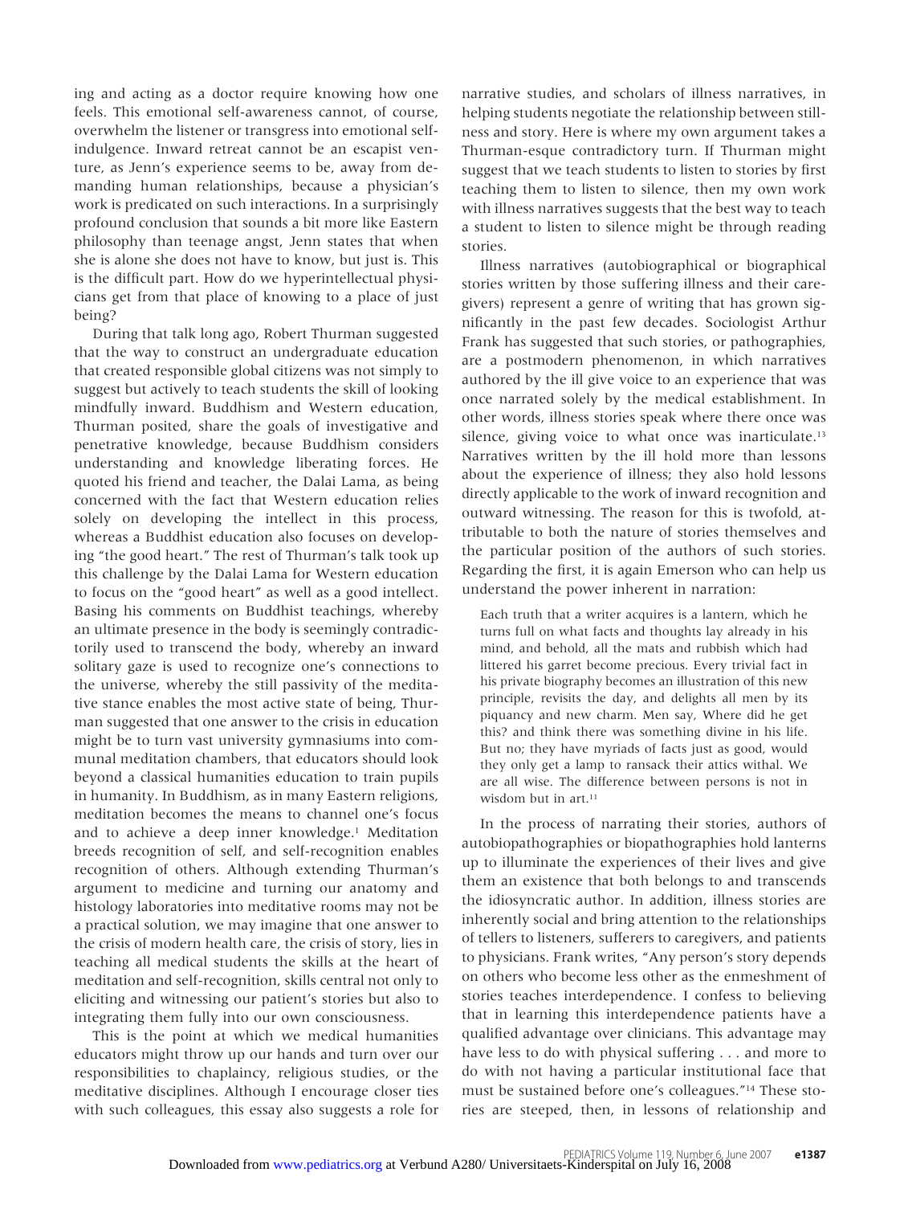ing and acting as a doctor require knowing how one feels. This emotional self-awareness cannot, of course, overwhelm the listener or transgress into emotional self-indulgence. Inward retreat cannot be an escapist venture, as Jenn's experience seems to be, away from demanding human relationships, because a physician's work is predicated on such interactions. In a surprisingly profound conclusion that sounds a bit more like Eastern philosophy than teenage angst, Jenn states that when she is alone she does not have to know, but just is. This is the difficult part. How do we hyperintellectual physicians get from that place of knowing to a place of just being?

During that talk long ago, Robert Thurman suggested that the way to construct an undergraduate education that created responsible global citizens was not simply to suggest but actively to teach students the skill of looking mindfully inward. Buddhism and Western education, Thurman posited, share the goals of investigative and penetrative knowledge, because Buddhism considers understanding and knowledge liberating forces. He quoted his friend and teacher, the Dalai Lama, as being concerned with the fact that Western education relies solely on developing the intellect in this process, whereas a Buddhist education also focuses on developing "the good heart." The rest of Thurman's talk took up this challenge by the Dalai Lama for Western education to focus on the "good heart" as well as a good intellect. Basing his comments on Buddhist teachings, whereby an ultimate presence in the body is seemingly contradictorily used to transcend the body, whereby an inward solitary gaze is used to recognize one's connections to the universe, whereby the still passivity of the meditative stance enables the most active state of being, Thurman suggested that one answer to the crisis in education might be to turn vast university gymnasiums into communal meditation chambers, that educators should look beyond a classical humanities education to train pupils in humanity. In Buddhism, as in many Eastern religions, meditation becomes the means to channel one's focus and to achieve a deep inner knowledge.[1] Meditation breeds recognition of self, and self-recognition enables recognition of others. Although extending Thurman's argument to medicine and turning our anatomy and histology laboratories into meditative rooms may not be a practical solution, we may imagine that one answer to the crisis of modern health care, the crisis of story, lies in teaching all medical students the skills at the heart of meditation and self-recognition, skills central not only to eliciting and witnessing our patient's stories but also to integrating them fully into our own consciousness.

This is the point at which we medical humanities educators might throw up our hands and turn over our responsibilities to chaplaincy, religious studies, or the meditative disciplines. Although I encourage closer ties with such colleagues, this essay also suggests a role for narrative studies, and scholars of illness narratives, in helping students negotiate the relationship between stillness and story. Here is where my own argument takes a Thurman-esque contradictory turn. If Thurman might suggest that we teach students to listen to stories by first teaching them to listen to silence, then my own work with illness narratives suggests that the best way to teach a student to listen to silence might be through reading stories.

Illness narratives (autobiographical or biographical stories written by those suffering illness and their caregivers) represent a genre of writing that has grown significantly in the past few decades. Sociologist Arthur Frank has suggested that such stories, or pathographies, are a postmodern phenomenon, in which narratives authored by the ill give voice to an experience that was once narrated solely by the medical establishment. In other words, illness stories speak where there once was silence, giving voice to what once was inarticulate.[13] Narratives written by the ill hold more than lessons about the experience of illness; they also hold lessons directly applicable to the work of inward recognition and outward witnessing. The reason for this is twofold, attributable to both the nature of stories themselves and the particular position of the authors of such stories. Regarding the first, it is again Emerson who can help us understand the power inherent in narration:

> Each truth that a writer acquires is a lantern, which he turns full on what facts and thoughts lay already in his mind, and behold, all the mats and rubbish which had littered his garret become precious. Every trivial fact in his private biography becomes an illustration of this new principle, revisits the day, and delights all men by its piquancy and new charm. Men say, Where did he get this? and think there was something divine in his life. But no; they have myriads of facts just as good, would they only get a lamp to ransack their attics withal. We are all wise. The difference between persons is not in wisdom but in art.[11]

In the process of narrating their stories, authors of autobiopathographies or biopathographies hold lanterns up to illuminate the experiences of their lives and give them an existence that both belongs to and transcends the idiosyncratic author. In addition, illness stories are inherently social and bring attention to the relationships of tellers to listeners, sufferers to caregivers, and patients to physicians. Frank writes, "Any person's story depends on others who become less other as the enmeshment of stories teaches interdependence. I confess to believing that in learning this interdependence patients have a qualified advantage over clinicians. This advantage may have less to do with physical suffering . . . and more to do with not having a particular institutional face that must be sustained before one's colleagues."[14] These stories are steeped, then, in lessons of relationship and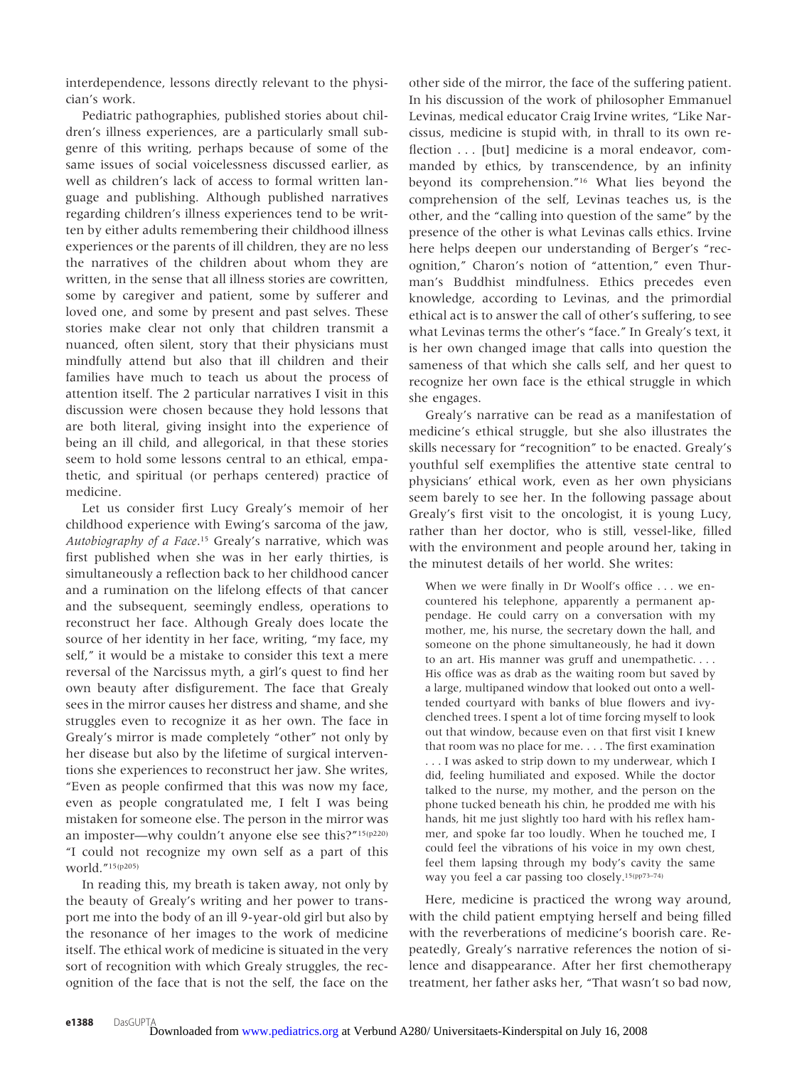interdependence, lessons directly relevant to the physician's work.

Pediatric pathographies, published stories about children's illness experiences, are a particularly small subgenre of this writing, perhaps because of some of the same issues of social voicelessness discussed earlier, as well as children's lack of access to formal written language and publishing. Although published narratives regarding children's illness experiences tend to be written by either adults remembering their childhood illness experiences or the parents of ill children, they are no less the narratives of the children about whom they are written, in the sense that all illness stories are cowritten, some by caregiver and patient, some by sufferer and loved one, and some by present and past selves. These stories make clear not only that children transmit a nuanced, often silent, story that their physicians must mindfully attend but also that ill children and their families have much to teach us about the process of attention itself. The 2 particular narratives I visit in this discussion were chosen because they hold lessons that are both literal, giving insight into the experience of being an ill child, and allegorical, in that these stories seem to hold some lessons central to an ethical, empathetic, and spiritual (or perhaps centered) practice of medicine.

Let us consider first Lucy Grealy's memoir of her childhood experience with Ewing's sarcoma of the jaw, *Autobiography of a Face*.[15] Grealy's narrative, which was first published when she was in her early thirties, is simultaneously a reflection back to her childhood cancer and a rumination on the lifelong effects of that cancer and the subsequent, seemingly endless, operations to reconstruct her face. Although Grealy does locate the source of her identity in her face, writing, "my face, my self," it would be a mistake to consider this text a mere reversal of the Narcissus myth, a girl's quest to find her own beauty after disfigurement. The face that Grealy sees in the mirror causes her distress and shame, and she struggles even to recognize it as her own. The face in Grealy's mirror is made completely "other" not only by her disease but also by the lifetime of surgical interventions she experiences to reconstruct her jaw. She writes, "Even as people confirmed that this was now my face, even as people congratulated me, I felt I was being mistaken for someone else. The person in the mirror was an imposter—why couldn't anyone else see this?"[15(p220)] "I could not recognize my own self as a part of this world."[15(p205)]

In reading this, my breath is taken away, not only by the beauty of Grealy's writing and her power to transport me into the body of an ill 9-year-old girl but also by the resonance of her images to the work of medicine itself. The ethical work of medicine is situated in the very sort of recognition with which Grealy struggles, the recognition of the face that is not the self, the face on the other side of the mirror, the face of the suffering patient. In his discussion of the work of philosopher Emmanuel Levinas, medical educator Craig Irvine writes, "Like Narcissus, medicine is stupid with, in thrall to its own reflection . . . [but] medicine is a moral endeavor, commanded by ethics, by transcendence, by an infinity beyond its comprehension."[16] What lies beyond the comprehension of the self, Levinas teaches us, is the other, and the "calling into question of the same" by the presence of the other is what Levinas calls ethics. Irvine here helps deepen our understanding of Berger's "recognition," Charon's notion of "attention," even Thurman's Buddhist mindfulness. Ethics precedes even knowledge, according to Levinas, and the primordial ethical act is to answer the call of other's suffering, to see what Levinas terms the other's "face." In Grealy's text, it is her own changed image that calls into question the sameness of that which she calls self, and her quest to recognize her own face is the ethical struggle in which she engages.

Grealy's narrative can be read as a manifestation of medicine's ethical struggle, but she also illustrates the skills necessary for "recognition" to be enacted. Grealy's youthful self exemplifies the attentive state central to physicians' ethical work, even as her own physicians seem barely to see her. In the following passage about Grealy's first visit to the oncologist, it is young Lucy, rather than her doctor, who is still, vessel-like, filled with the environment and people around her, taking in the minutest details of her world. She writes:

> When we were finally in Dr Woolf's office . . . we encountered his telephone, apparently a permanent appendage. He could carry on a conversation with my mother, me, his nurse, the secretary down the hall, and someone on the phone simultaneously, he had it down to an art. His manner was gruff and unempathetic. . . . His office was as drab as the waiting room but saved by a large, multipaned window that looked out onto a well-tended courtyard with banks of blue flowers and ivy-clenched trees. I spent a lot of time forcing myself to look out that window, because even on that first visit I knew that room was no place for me. . . . The first examination . . . I was asked to strip down to my underwear, which I did, feeling humiliated and exposed. While the doctor talked to the nurse, my mother, and the person on the phone tucked beneath his chin, he prodded me with his hands, hit me just slightly too hard with his reflex hammer, and spoke far too loudly. When he touched me, I could feel the vibrations of his voice in my own chest, feel them lapsing through my body's cavity the same way you feel a car passing too closely.[15(pp73–74)]

Here, medicine is practiced the wrong way around, with the child patient emptying herself and being filled with the reverberations of medicine's boorish care. Repeatedly, Grealy's narrative references the notion of silence and disappearance. After her first chemotherapy treatment, her father asks her, "That wasn't so bad now,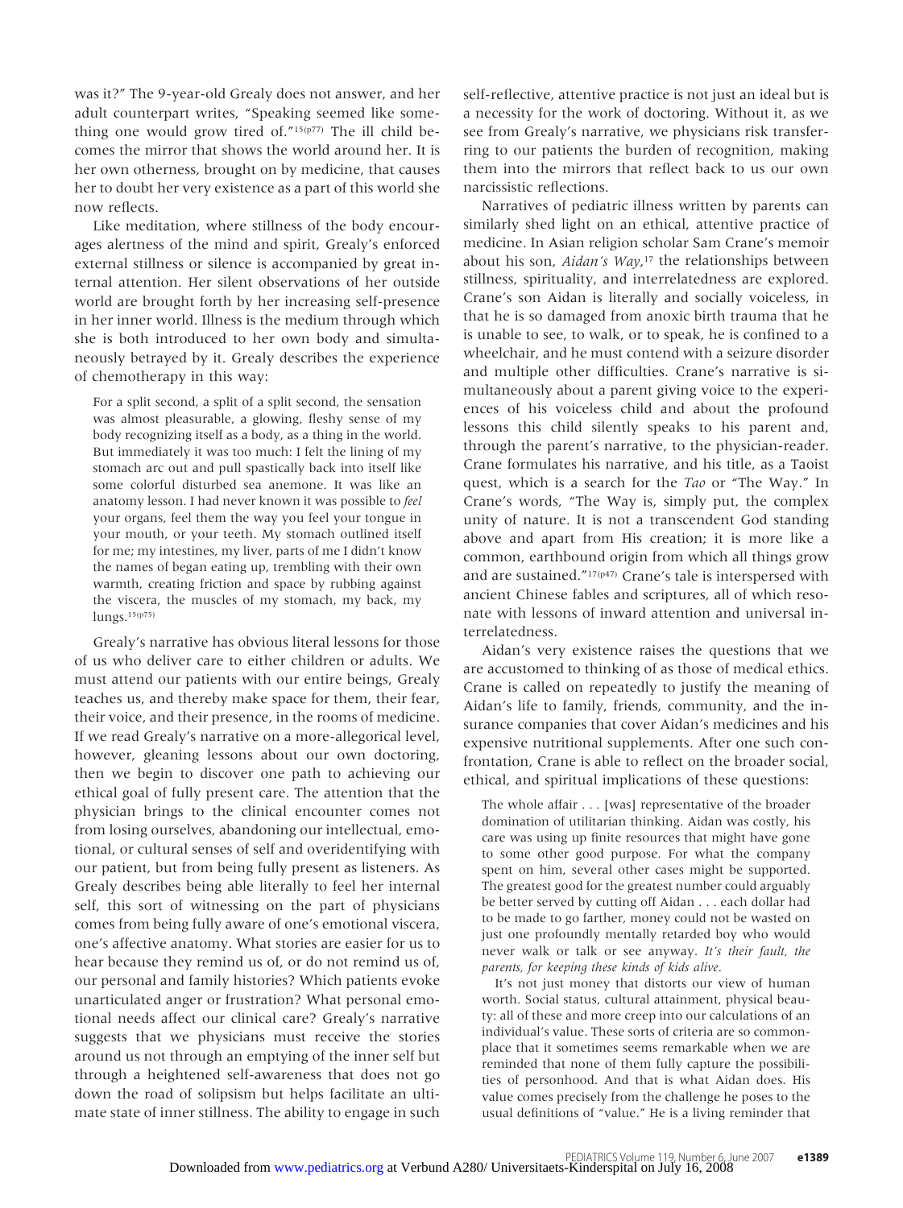was it?" The 9-year-old Grealy does not answer, and her adult counterpart writes, "Speaking seemed like something one would grow tired of."[15(p77)] The ill child becomes the mirror that shows the world around her. It is her own otherness, brought on by medicine, that causes her to doubt her very existence as a part of this world she now reflects.

Like meditation, where stillness of the body encourages alertness of the mind and spirit, Grealy's enforced external stillness or silence is accompanied by great internal attention. Her silent observations of her outside world are brought forth by her increasing self-presence in her inner world. Illness is the medium through which she is both introduced to her own body and simultaneously betrayed by it. Grealy describes the experience of chemotherapy in this way:

> For a split second, a split of a split second, the sensation was almost pleasurable, a glowing, fleshy sense of my body recognizing itself as a body, as a thing in the world. But immediately it was too much: I felt the lining of my stomach arc out and pull spastically back into itself like some colorful disturbed sea anemone. It was like an anatomy lesson. I had never known it was possible to *feel* your organs, feel them the way you feel your tongue in your mouth, or your teeth. My stomach outlined itself for me; my intestines, my liver, parts of me I didn't know the names of began eating up, trembling with their own warmth, creating friction and space by rubbing against the viscera, the muscles of my stomach, my back, my lungs.[15(p75)]

Grealy's narrative has obvious literal lessons for those of us who deliver care to either children or adults. We must attend our patients with our entire beings, Grealy teaches us, and thereby make space for them, their fear, their voice, and their presence, in the rooms of medicine. If we read Grealy's narrative on a more-allegorical level, however, gleaning lessons about our own doctoring, then we begin to discover one path to achieving our ethical goal of fully present care. The attention that the physician brings to the clinical encounter comes not from losing ourselves, abandoning our intellectual, emotional, or cultural senses of self and overidentifying with our patient, but from being fully present as listeners. As Grealy describes being able literally to feel her internal self, this sort of witnessing on the part of physicians comes from being fully aware of one's emotional viscera, one's affective anatomy. What stories are easier for us to hear because they remind us of, or do not remind us of, our personal and family histories? Which patients evoke unarticulated anger or frustration? What personal emotional needs affect our clinical care? Grealy's narrative suggests that we physicians must receive the stories around us not through an emptying of the inner self but through a heightened self-awareness that does not go down the road of solipsism but helps facilitate an ultimate state of inner stillness. The ability to engage in such self-reflective, attentive practice is not just an ideal but is a necessity for the work of doctoring. Without it, as we see from Grealy's narrative, we physicians risk transferring to our patients the burden of recognition, making them into the mirrors that reflect back to us our own narcissistic reflections.

Narratives of pediatric illness written by parents can similarly shed light on an ethical, attentive practice of medicine. In Asian religion scholar Sam Crane's memoir about his son, *Aidan's Way*,[17] the relationships between stillness, spirituality, and interrelatedness are explored. Crane's son Aidan is literally and socially voiceless, in that he is so damaged from anoxic birth trauma that he is unable to see, to walk, or to speak, he is confined to a wheelchair, and he must contend with a seizure disorder and multiple other difficulties. Crane's narrative is simultaneously about a parent giving voice to the experiences of his voiceless child and about the profound lessons this child silently speaks to his parent and, through the parent's narrative, to the physician-reader. Crane formulates his narrative, and his title, as a Taoist quest, which is a search for the *Tao* or "The Way." In Crane's words, "The Way is, simply put, the complex unity of nature. It is not a transcendent God standing above and apart from His creation; it is more like a common, earthbound origin from which all things grow and are sustained."[17(p47)] Crane's tale is interspersed with ancient Chinese fables and scriptures, all of which resonate with lessons of inward attention and universal interrelatedness.

Aidan's very existence raises the questions that we are accustomed to thinking of as those of medical ethics. Crane is called on repeatedly to justify the meaning of Aidan's life to family, friends, community, and the insurance companies that cover Aidan's medicines and his expensive nutritional supplements. After one such confrontation, Crane is able to reflect on the broader social, ethical, and spiritual implications of these questions:

> The whole affair . . . [was] representative of the broader domination of utilitarian thinking. Aidan was costly, his care was using up finite resources that might have gone to some other good purpose. For what the company spent on him, several other cases might be supported. The greatest good for the greatest number could arguably be better served by cutting off Aidan . . . each dollar had to be made to go farther, money could not be wasted on just one profoundly mentally retarded boy who would never walk or talk or see anyway. *It's their fault, the parents, for keeping these kinds of kids alive*.
>
> It's not just money that distorts our view of human worth. Social status, cultural attainment, physical beauty: all of these and more creep into our calculations of an individual's value. These sorts of criteria are so commonplace that it sometimes seems remarkable when we are reminded that none of them fully capture the possibilities of personhood. And that is what Aidan does. His value comes precisely from the challenge he poses to the usual definitions of "value." He is a living reminder that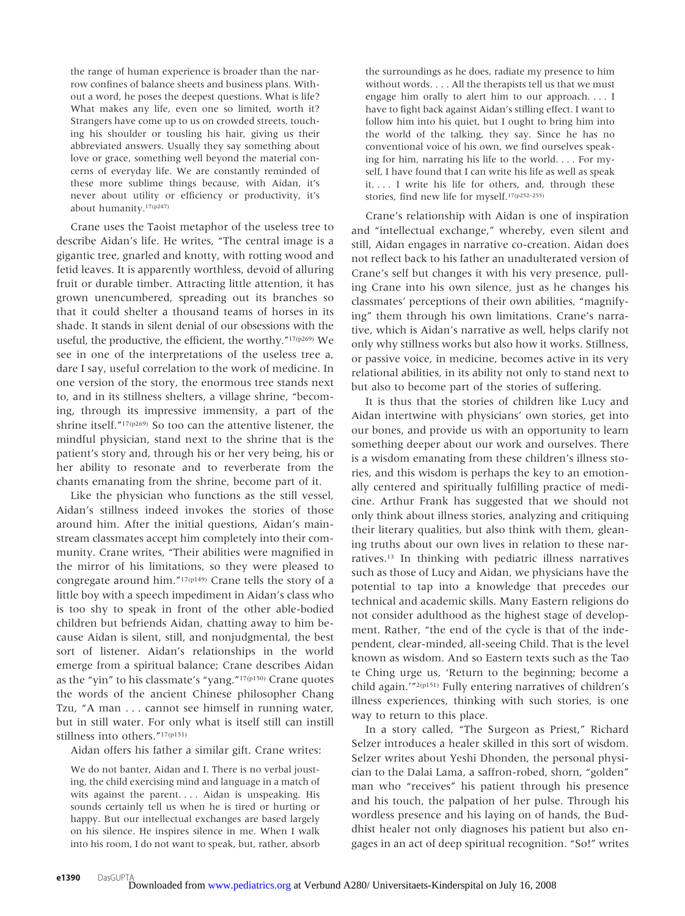the range of human experience is broader than the narrow confines of balance sheets and business plans. Without a word, he poses the deepest questions. What is life? What makes any life, even one so limited, worth it? Strangers have come up to us on crowded streets, touching his shoulder or tousling his hair, giving us their abbreviated answers. Usually they say something about love or grace, something well beyond the material concerns of everyday life. We are constantly reminded of these more sublime things because, with Aidan, it's never about utility or efficiency or productivity, it's about humanity.[17(p247)]

Crane uses the Taoist metaphor of the useless tree to describe Aidan's life. He writes, "The central image is a gigantic tree, gnarled and knotty, with rotting wood and fetid leaves. It is apparently worthless, devoid of alluring fruit or durable timber. Attracting little attention, it has grown unencumbered, spreading out its branches so that it could shelter a thousand teams of horses in its shade. It stands in silent denial of our obsessions with the useful, the productive, the efficient, the worthy."[17(p269)] We see in one of the interpretations of the useless tree a, dare I say, useful correlation to the work of medicine. In one version of the story, the enormous tree stands next to, and in its stillness shelters, a village shrine, "becoming, through its impressive immensity, a part of the shrine itself."[17(p269)] So too can the attentive listener, the mindful physician, stand next to the shrine that is the patient's story and, through his or her very being, his or her ability to resonate and to reverberate from the chants emanating from the shrine, become part of it.

Like the physician who functions as the still vessel, Aidan's stillness indeed invokes the stories of those around him. After the initial questions, Aidan's mainstream classmates accept him completely into their community. Crane writes, "Their abilities were magnified in the mirror of his limitations, so they were pleased to congregate around him."[17(p149)] Crane tells the story of a little boy with a speech impediment in Aidan's class who is too shy to speak in front of the other able-bodied children but befriends Aidan, chatting away to him because Aidan is silent, still, and nonjudgmental, the best sort of listener. Aidan's relationships in the world emerge from a spiritual balance; Crane describes Aidan as the "yin" to his classmate's "yang."[17(p150)] Crane quotes the words of the ancient Chinese philosopher Chang Tzu, "A man . . . cannot see himself in running water, but in still water. For only what is itself still can instill stillness into others."[17(p151)]

Aidan offers his father a similar gift. Crane writes:

> We do not banter, Aidan and I. There is no verbal jousting, the child exercising mind and language in a match of wits against the parent. . . . Aidan is unspeaking. His sounds certainly tell us when he is tired or hurting or happy. But our intellectual exchanges are based largely on his silence. He inspires silence in me. When I walk into his room, I do not want to speak, but, rather, absorb the surroundings as he does, radiate my presence to him without words. . . . All the therapists tell us that we must engage him orally to alert him to our approach. . . . I have to fight back against Aidan's stilling effect. I want to follow him into his quiet, but I ought to bring him into the world of the talking, they say. Since he has no conventional voice of his own, we find ourselves speaking for him, narrating his life to the world. . . . For myself, I have found that I can write his life as well as speak it. . . . I write his life for others, and, through these stories, find new life for myself.[17(p252–255)]

Crane's relationship with Aidan is one of inspiration and "intellectual exchange," whereby, even silent and still, Aidan engages in narrative co-creation. Aidan does not reflect back to his father an unadulterated version of Crane's self but changes it with his very presence, pulling Crane into his own silence, just as he changes his classmates' perceptions of their own abilities, "magnifying" them through his own limitations. Crane's narrative, which is Aidan's narrative as well, helps clarify not only why stillness works but also how it works. Stillness, or passive voice, in medicine, becomes active in its very relational abilities, in its ability not only to stand next to but also to become part of the stories of suffering.

It is thus that the stories of children like Lucy and Aidan intertwine with physicians' own stories, get into our bones, and provide us with an opportunity to learn something deeper about our work and ourselves. There is a wisdom emanating from these children's illness stories, and this wisdom is perhaps the key to an emotionally centered and spiritually fulfilling practice of medicine. Arthur Frank has suggested that we should not only think about illness stories, analyzing and critiquing their literary qualities, but also think with them, gleaning truths about our own lives in relation to these narratives.[13] In thinking with pediatric illness narratives such as those of Lucy and Aidan, we physicians have the potential to tap into a knowledge that precedes our technical and academic skills. Many Eastern religions do not consider adulthood as the highest stage of development. Rather, "the end of the cycle is that of the independent, clear-minded, all-seeing Child. That is the level known as wisdom. And so Eastern texts such as the Tao te Ching urge us, 'Return to the beginning; become a child again.'"[2(p151)] Fully entering narratives of children's illness experiences, thinking with such stories, is one way to return to this place.

In a story called, "The Surgeon as Priest," Richard Selzer introduces a healer skilled in this sort of wisdom. Selzer writes about Yeshi Dhonden, the personal physician to the Dalai Lama, a saffron-robed, shorn, "golden" man who "receives" his patient through his presence and his touch, the palpation of her pulse. Through his wordless presence and his laying on of hands, the Buddhist healer not only diagnoses his patient but also engages in an act of deep spiritual recognition. "So!" writes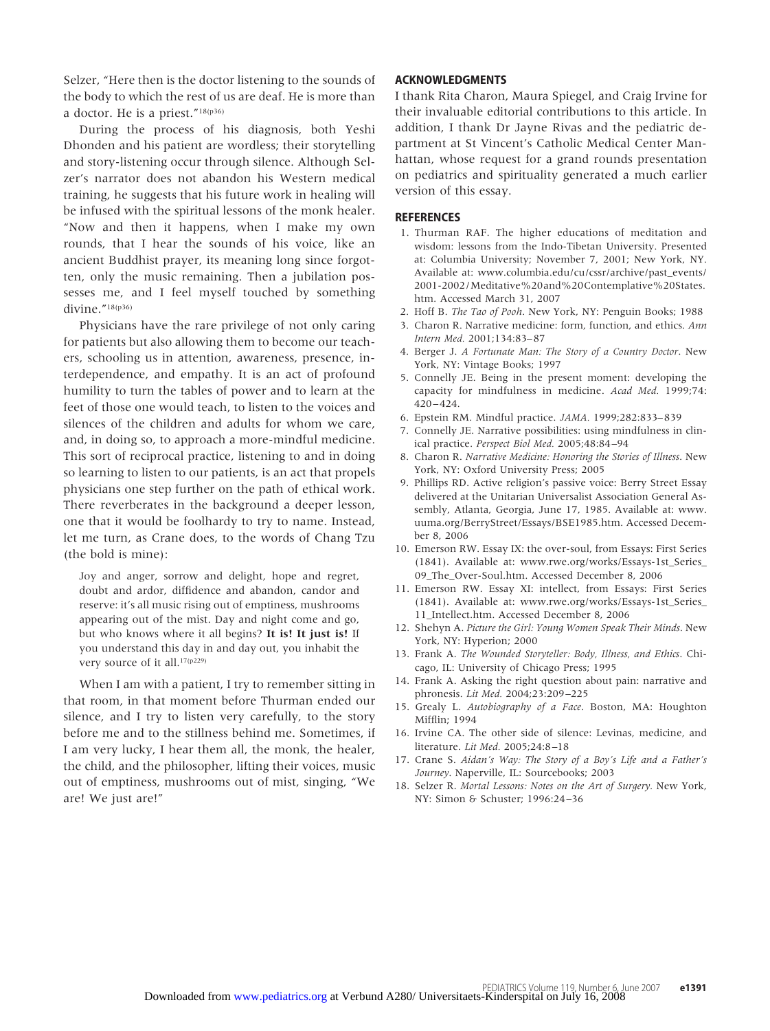Selzer, "Here then is the doctor listening to the sounds of the body to which the rest of us are deaf. He is more than a doctor. He is a priest."[18(p36)]

During the process of his diagnosis, both Yeshi Dhonden and his patient are wordless; their storytelling and story-listening occur through silence. Although Selzer's narrator does not abandon his Western medical training, he suggests that his future work in healing will be infused with the spiritual lessons of the monk healer. "Now and then it happens, when I make my own rounds, that I hear the sounds of his voice, like an ancient Buddhist prayer, its meaning long since forgotten, only the music remaining. Then a jubilation possesses me, and I feel myself touched by something divine."[18(p36)]

Physicians have the rare privilege of not only caring for patients but also allowing them to become our teachers, schooling us in attention, awareness, presence, interdependence, and empathy. It is an act of profound humility to turn the tables of power and to learn at the feet of those one would teach, to listen to the voices and silences of the children and adults for whom we care, and, in doing so, to approach a more-mindful medicine. This sort of reciprocal practice, listening to and in doing so learning to listen to our patients, is an act that propels physicians one step further on the path of ethical work. There reverberates in the background a deeper lesson, one that it would be foolhardy to try to name. Instead, let me turn, as Crane does, to the words of Chang Tzu (the bold is mine):

> Joy and anger, sorrow and delight, hope and regret, doubt and ardor, diffidence and abandon, candor and reserve: it's all music rising out of emptiness, mushrooms appearing out of the mist. Day and night come and go, but who knows where it all begins? **It is! It just is!** If you understand this day in and day out, you inhabit the very source of it all.[17(p229)]

When I am with a patient, I try to remember sitting in that room, in that moment before Thurman ended our silence, and I try to listen very carefully, to the story before me and to the stillness behind me. Sometimes, if I am very lucky, I hear them all, the monk, the healer, the child, and the philosopher, lifting their voices, music out of emptiness, mushrooms out of mist, singing, "We are! We just are!"

## ACKNOWLEDGMENTS

I thank Rita Charon, Maura Spiegel, and Craig Irvine for their invaluable editorial contributions to this article. In addition, I thank Dr Jayne Rivas and the pediatric department at St Vincent's Catholic Medical Center Manhattan, whose request for a grand rounds presentation on pediatrics and spirituality generated a much earlier version of this essay.

## REFERENCES

1. Thurman RAF. The higher educations of meditation and wisdom: lessons from the Indo-Tibetan University. Presented at: Columbia University; November 7, 2001; New York, NY. Available at: www.columbia.edu/cu/cssr/archive/past_events/2001-2002/Meditative%20and%20Contemplative%20States.htm. Accessed March 31, 2007
2. Hoff B. *The Tao of Pooh*. New York, NY: Penguin Books; 1988
3. Charon R. Narrative medicine: form, function, and ethics. *Ann Intern Med.* 2001;134:83–87
4. Berger J. *A Fortunate Man: The Story of a Country Doctor*. New York, NY: Vintage Books; 1997
5. Connelly JE. Being in the present moment: developing the capacity for mindfulness in medicine. *Acad Med.* 1999;74: 420–424.
6. Epstein RM. Mindful practice. *JAMA.* 1999;282:833–839
7. Connelly JE. Narrative possibilities: using mindfulness in clinical practice. *Perspect Biol Med.* 2005;48:84–94
8. Charon R. *Narrative Medicine: Honoring the Stories of Illness*. New York, NY: Oxford University Press; 2005
9. Phillips RD. Active religion's passive voice: Berry Street Essay delivered at the Unitarian Universalist Association General Assembly, Atlanta, Georgia, June 17, 1985. Available at: www.uuma.org/BerryStreet/Essays/BSE1985.htm. Accessed December 8, 2006
10. Emerson RW. Essay IX: the over-soul, from Essays: First Series (1841). Available at: www.rwe.org/works/Essays-1st_Series_09_The_Over-Soul.htm. Accessed December 8, 2006
11. Emerson RW. Essay XI: intellect, from Essays: First Series (1841). Available at: www.rwe.org/works/Essays-1st_Series_11_Intellect.htm. Accessed December 8, 2006
12. Shehyn A. *Picture the Girl: Young Women Speak Their Minds*. New York, NY: Hyperion; 2000
13. Frank A. *The Wounded Storyteller: Body, Illness, and Ethics*. Chicago, IL: University of Chicago Press; 1995
14. Frank A. Asking the right question about pain: narrative and phronesis. *Lit Med.* 2004;23:209–225
15. Grealy L. *Autobiography of a Face*. Boston, MA: Houghton Mifflin; 1994
16. Irvine CA. The other side of silence: Levinas, medicine, and literature. *Lit Med.* 2005;24:8–18
17. Crane S. *Aidan's Way: The Story of a Boy's Life and a Father's Journey*. Naperville, IL: Sourcebooks; 2003
18. Selzer R. *Mortal Lessons: Notes on the Art of Surgery.* New York, NY: Simon & Schuster; 1996:24–36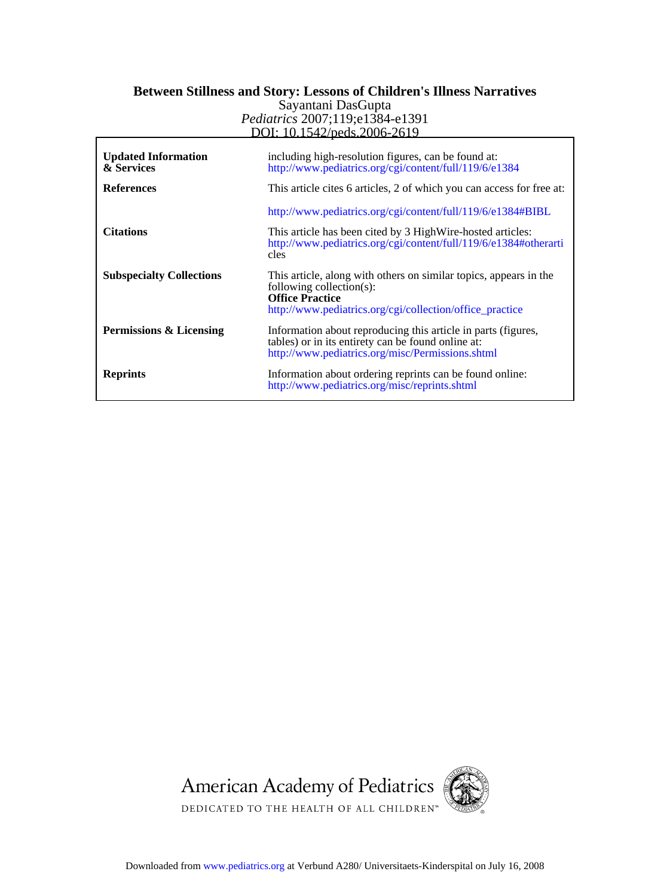**Between Stillness and Story: Lessons of Children's Illness Narratives**
Sayantani DasGupta
*Pediatrics* 2007;119;e1384-e1391
DOI: 10.1542/peds.2006-2619

| | |
|---|---|
| **Updated Information & Services** | including high-resolution figures, can be found at: http://www.pediatrics.org/cgi/content/full/119/6/e1384 |
| **References** | This article cites 6 articles, 2 of which you can access for free at: http://www.pediatrics.org/cgi/content/full/119/6/e1384#BIBL |
| **Citations** | This article has been cited by 3 HighWire-hosted articles: http://www.pediatrics.org/cgi/content/full/119/6/e1384#otherarticles |
| **Subspecialty Collections** | This article, along with others on similar topics, appears in the following collection(s): **Office Practice** http://www.pediatrics.org/cgi/collection/office_practice |
| **Permissions & Licensing** | Information about reproducing this article in parts (figures, tables) or in its entirety can be found online at: http://www.pediatrics.org/misc/Permissions.shtml |
| **Reprints** | Information about ordering reprints can be found online: http://www.pediatrics.org/misc/reprints.shtml |

American Academy of Pediatrics
DEDICATED TO THE HEALTH OF ALL CHILDREN™

Downloaded from www.pediatrics.org at Verbund A280/ Universitaets-Kinderspital on July 16, 2008